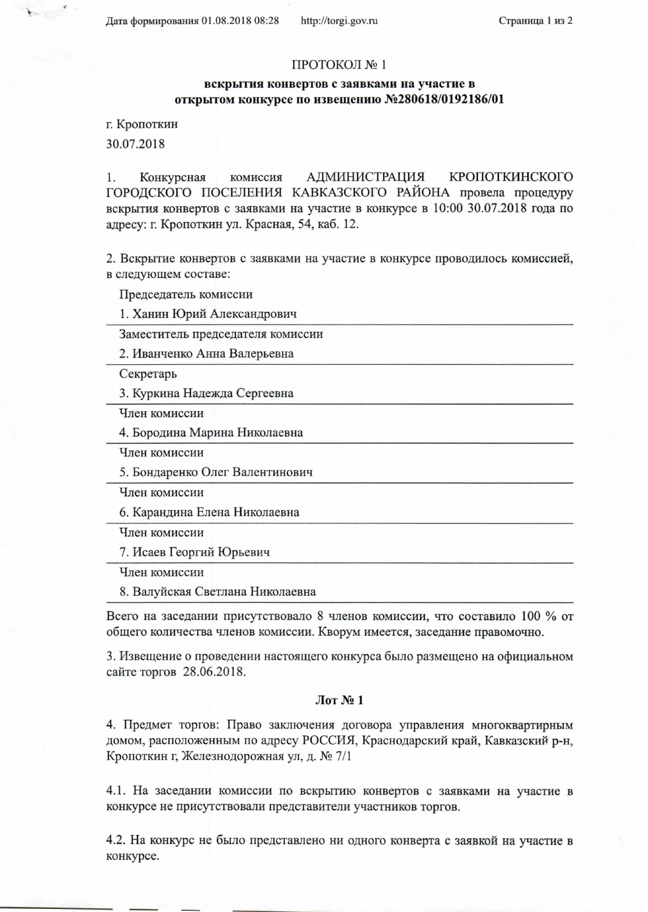# ПРОТОКОЛ № 1

## вскрытия конвертов с заявками на участие в открытом конкурсе по извещению №280618/0192186/01

г. Кропоткин

30.07.2018

1. Конкурсная комиссия АДМИНИСТРАЦИЯ КРОПОТКИНСКОГО ГОРОДСКОГО ПОСЕЛЕНИЯ КАВКАЗСКОГО РАЙОНА провела процедуру вскрытия конвертов с заявками на участие в конкурсе в 10:00 30.07.2018 года по адресу: г. Кропоткин ул. Красная, 54, каб. 12.

2. Вскрытие конвертов с заявками на участие в конкурсе проводилось комиссией, в следующем составе:

Председатель комиссии

1. Ханин Юрий Александрович

Заместитель председателя комиссии

2. Иванченко Анна Валерьевна

Секретарь

3. Куркина Надежда Сергеевна

Член комиссии

4. Бородина Марина Николаевна

Член комиссии

5. Бондаренко Олег Валентинович

Член комиссии

6. Карандина Елена Николаевна

Член комиссии

7. Исаев Георгий Юрьевич

Член комиссии

8. Валуйская Светлана Николаевна

Всего на заседании присутствовало 8 членов комиссии, что составило 100 % от общего количества членов комиссии. Кворум имеется, заседание правомочно.

3. Извещение о проведении настоящего конкурса было размещено на официальном сайте торгов 28.06.2018.

### Лот № 1

4. Предмет торгов: Право заключения договора управления многоквартирным домом, расположенным по адресу РОССИЯ, Краснодарский край, Кавказский р-н, Кропоткин г, Железнодорожная ул, д. № 7/1

4.1. На заседании комиссии по вскрытию конвертов с заявками на участие в конкурсе не присутствовали представители участников торгов.

4.2. На конкурс не было представлено ни одного конверта с заявкой на участие в конкурсе.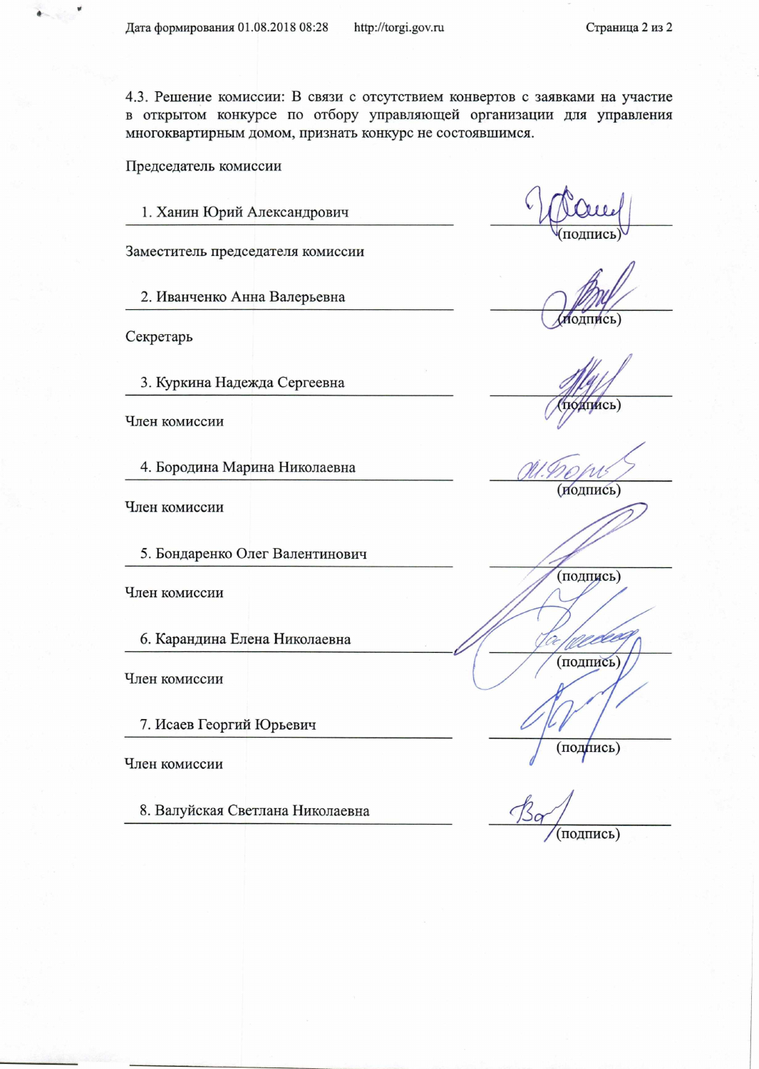4.3. Решение комиссии: В связи с отсутствием конвертов с заявками на участие в открытом конкурсе по отбору управляющей организации для управления многоквартирным домом, признать конкурс не состоявшимся.

Председатель комиссии

| | |
|---|---|
| 1. Ханин Юрий Александрович | (подпись) |

Заместитель председателя комиссии

| | |
|---|---|
| 2. Иванченко Анна Валерьевна | (подпись) |

Секретарь

| | |
|---|---|
| 3. Куркина Надежда Сергеевна | (подпись) |

Член комиссии

| | |
|---|---|
| 4. Бородина Марина Николаевна | (подпись) |

Член комиссии

| | |
|---|---|
| 5. Бондаренко Олег Валентинович | (подпись) |

Член комиссии

| | |
|---|---|
| 6. Карандина Елена Николаевна | (подпись) |

Член комиссии

| | |
|---|---|
| 7. Исаев Георгий Юрьевич | (подпись) |

Член комиссии

| | |
|---|---|
| 8. Валуйская Светлана Николаевна | (подпись) |